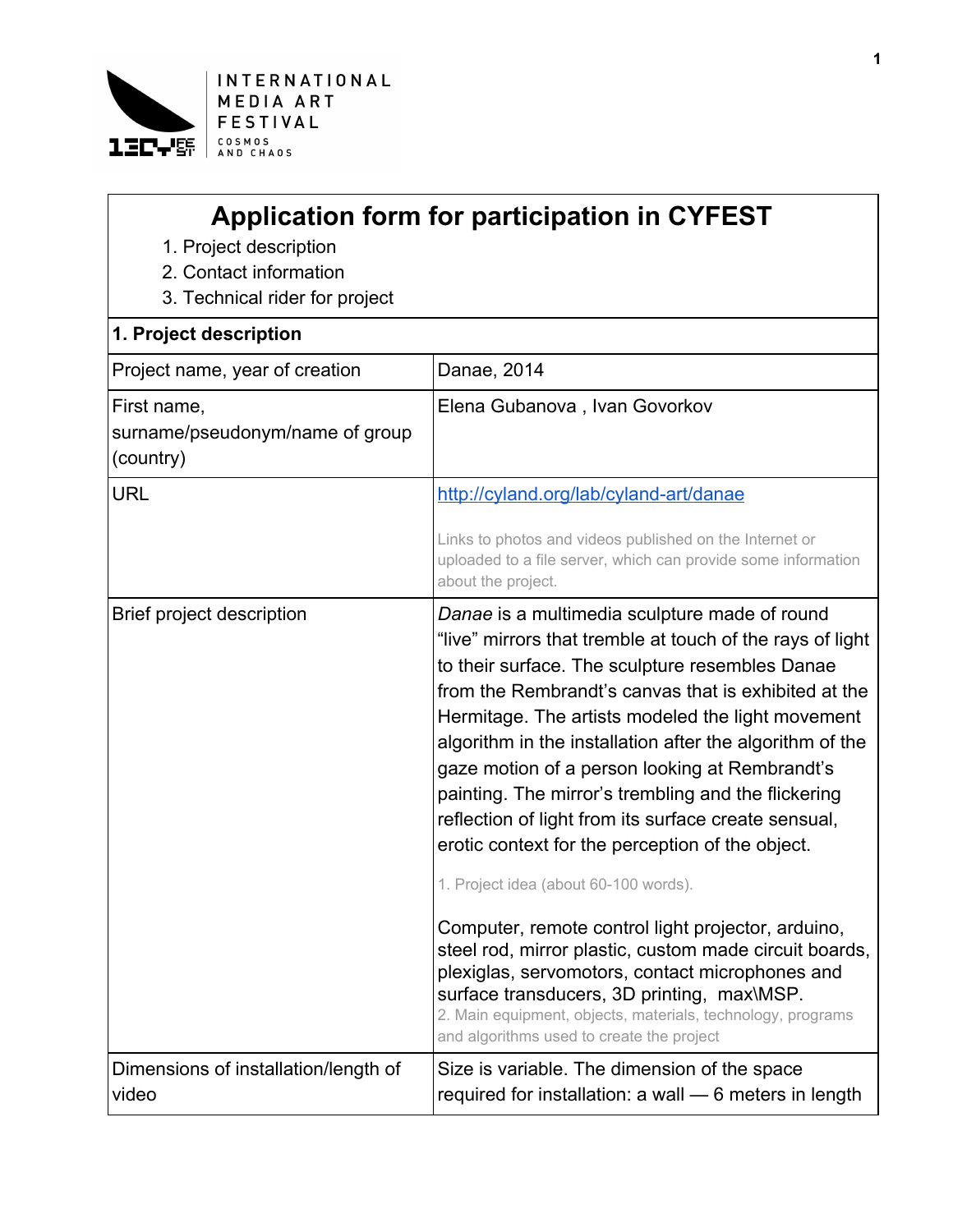INTERNATIONAL MEDIA ART FESTIVAL

COSMOS AND CHAOS

# Application form for participation in CYFEST

1. Project description
2. Contact information
3. Technical rider for project

| **1. Project description** | |
|---|---|
| Project name, year of creation | Danae, 2014 |
| First name, surname/pseudonym/name of group (country) | Elena Gubanova , Ivan Govorkov |
| URL | http://cyland.org/lab/cyland-art/danae<br><br>Links to photos and videos published on the Internet or uploaded to a file server, which can provide some information about the project. |
| Brief project description | *Danae* is a multimedia sculpture made of round "live" mirrors that tremble at touch of the rays of light to their surface. The sculpture resembles Danae from the Rembrandt's canvas that is exhibited at the Hermitage. The artists modeled the light movement algorithm in the installation after the algorithm of the gaze motion of a person looking at Rembrandt's painting. The mirror's trembling and the flickering reflection of light from its surface create sensual, erotic context for the perception of the object.<br><br>1. Project idea (about 60-100 words).<br><br>Computer, remote control light projector, arduino, steel rod, mirror plastic, custom made circuit boards, plexiglas, servomotors, contact microphones and surface transducers, 3D printing, max\MSP.<br>2. Main equipment, objects, materials, technology, programs and algorithms used to create the project |
| Dimensions of installation/length of video | Size is variable. The dimension of the space required for installation: a wall — 6 meters in length |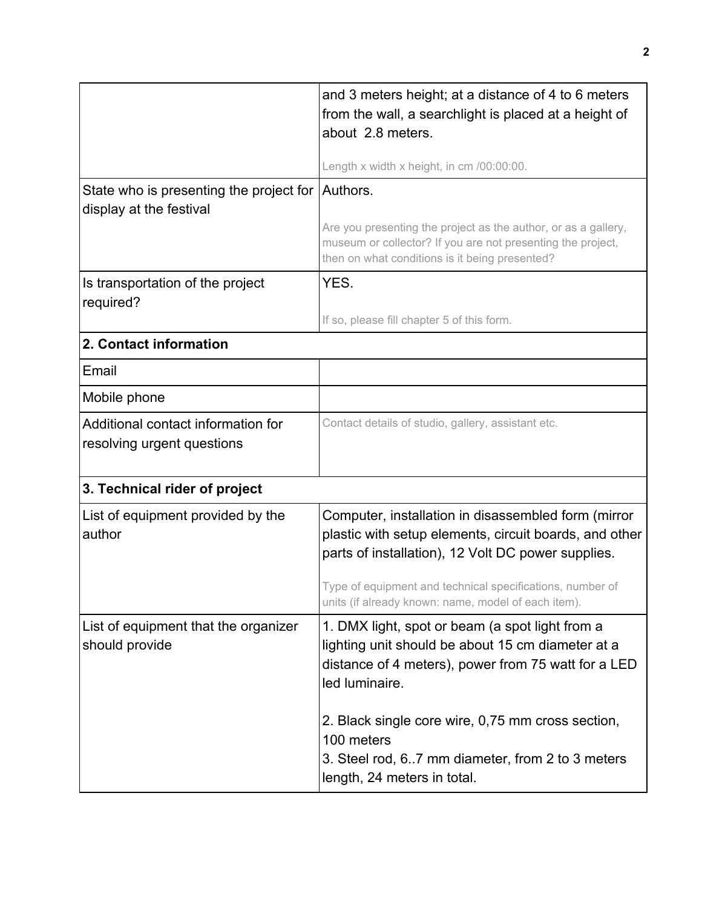|  |  |
|---|---|
|  | and 3 meters height; at a distance of 4 to 6 meters from the wall, a searchlight is placed at a height of about 2.8 meters.<br><br>Length x width x height, in cm /00:00:00. |
| State who is presenting the project for display at the festival | Authors.<br><br>Are you presenting the project as the author, or as a gallery, museum or collector? If you are not presenting the project, then on what conditions is it being presented? |
| Is transportation of the project required? | YES.<br><br>If so, please fill chapter 5 of this form. |
| **2. Contact information** |  |
| Email |  |
| Mobile phone |  |
| Additional contact information for resolving urgent questions | Contact details of studio, gallery, assistant etc. |
| **3. Technical rider of project** |  |
| List of equipment provided by the author | Computer, installation in disassembled form (mirror plastic with setup elements, circuit boards, and other parts of installation), 12 Volt DC power supplies.<br><br>Type of equipment and technical specifications, number of units (if already known: name, model of each item). |
| List of equipment that the organizer should provide | 1. DMX light, spot or beam (a spot light from a lighting unit should be about 15 cm diameter at a distance of 4 meters), power from 75 watt for a LED led luminaire.<br><br>2. Black single core wire, 0,75 mm cross section, 100 meters<br>3. Steel rod, 6..7 mm diameter, from 2 to 3 meters length, 24 meters in total. |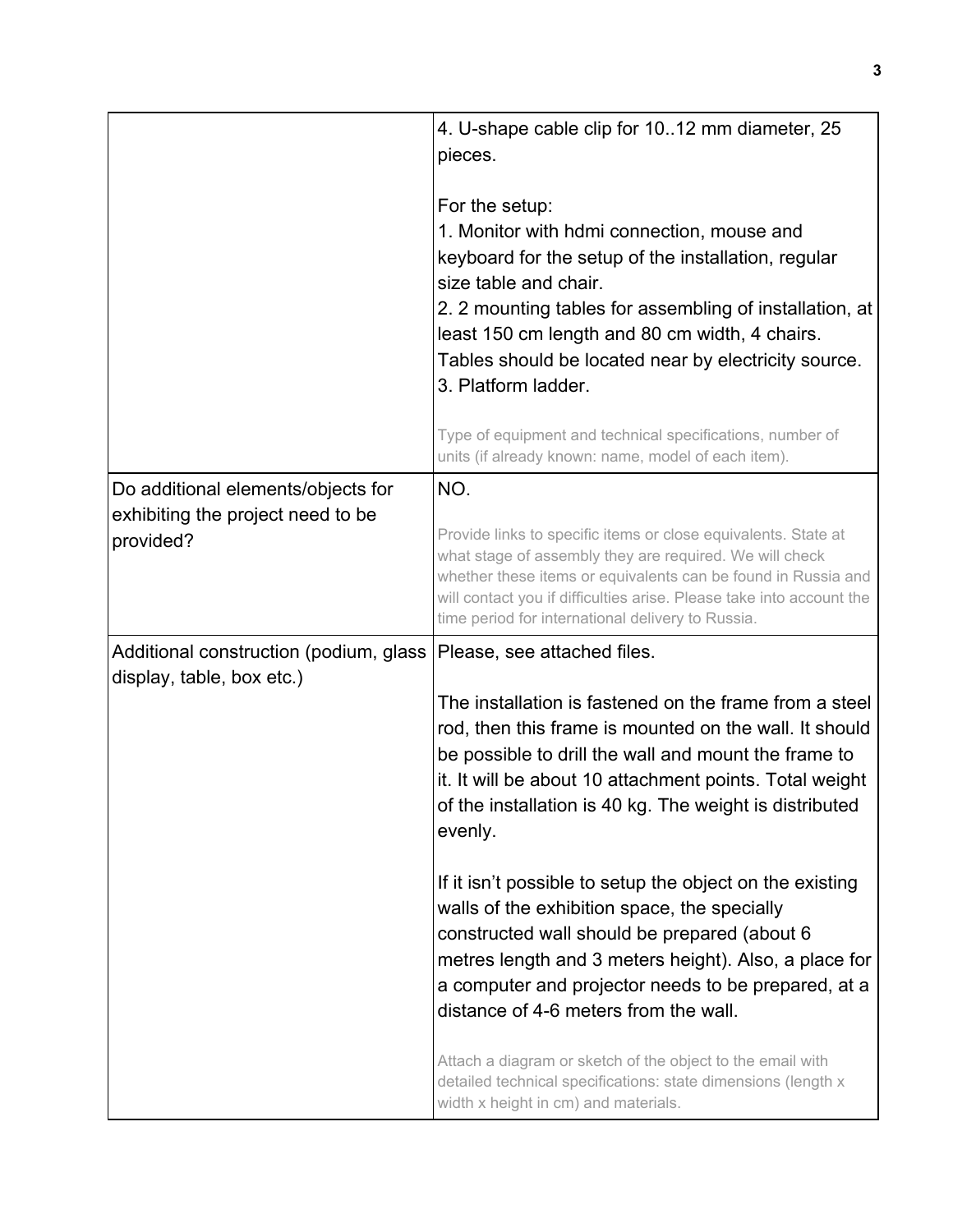| | |
|---|---|
| | 4. U-shape cable clip for 10..12 mm diameter, 25 pieces.<br><br>For the setup:<br>1. Monitor with hdmi connection, mouse and keyboard for the setup of the installation, regular size table and chair.<br>2. 2 mounting tables for assembling of installation, at least 150 cm length and 80 cm width, 4 chairs. Tables should be located near by electricity source.<br>3. Platform ladder.<br><br>Type of equipment and technical specifications, number of units (if already known: name, model of each item). |
| Do additional elements/objects for exhibiting the project need to be provided? | NO.<br><br>Provide links to specific items or close equivalents. State at what stage of assembly they are required. We will check whether these items or equivalents can be found in Russia and will contact you if difficulties arise. Please take into account the time period for international delivery to Russia. |
| Additional construction (podium, glass display, table, box etc.) | Please, see attached files.<br><br>The installation is fastened on the frame from a steel rod, then this frame is mounted on the wall. It should be possible to drill the wall and mount the frame to it. It will be about 10 attachment points. Total weight of the installation is 40 kg. The weight is distributed evenly.<br><br>If it isn't possible to setup the object on the existing walls of the exhibition space, the specially constructed wall should be prepared (about 6 metres length and 3 meters height). Also, a place for a computer and projector needs to be prepared, at a distance of 4-6 meters from the wall.<br><br>Attach a diagram or sketch of the object to the email with detailed technical specifications: state dimensions (length x width x height in cm) and materials. |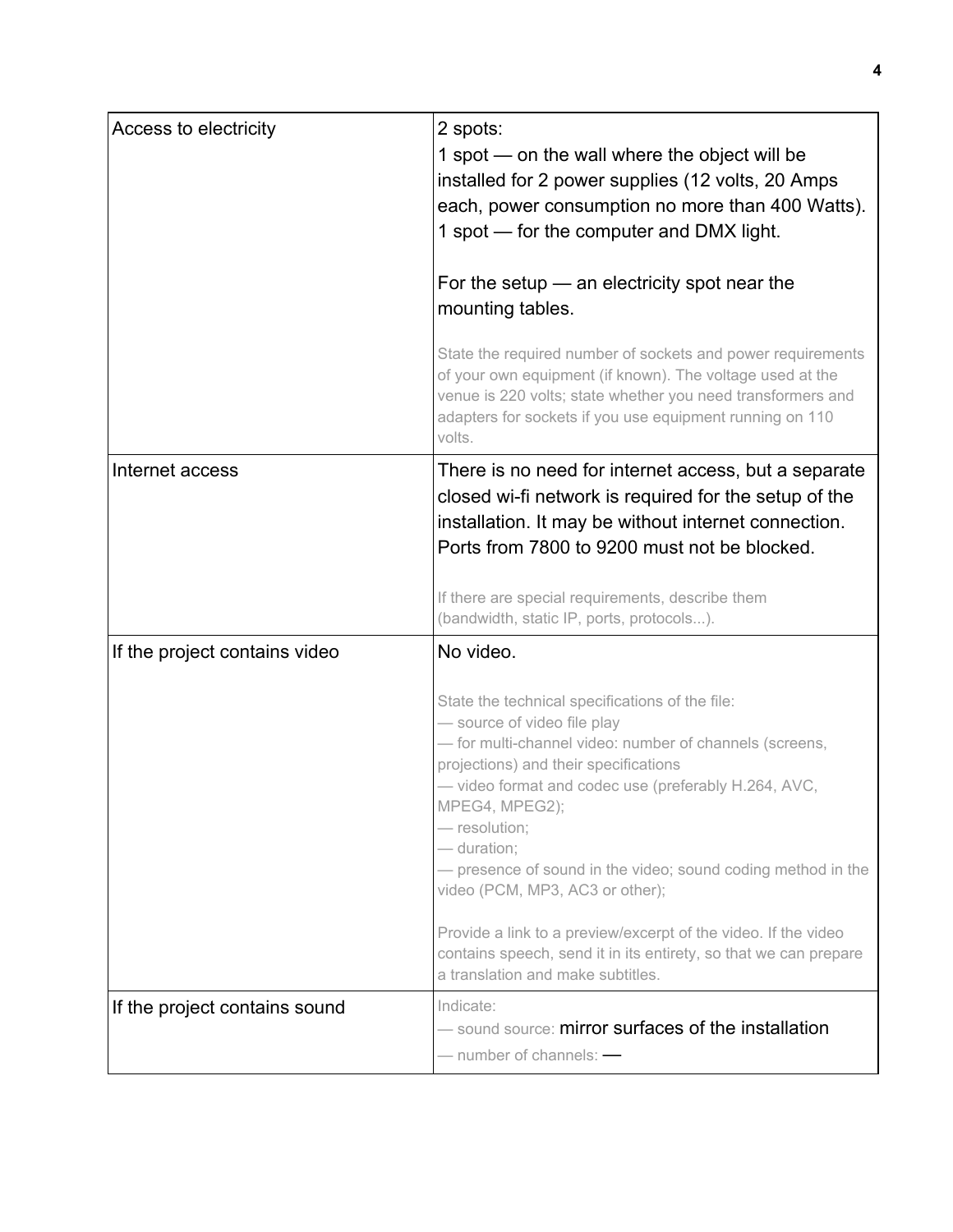| | |
|---|---|
| Access to electricity | 2 spots:<br>1 spot — on the wall where the object will be installed for 2 power supplies (12 volts, 20 Amps each, power consumption no more than 400 Watts).<br>1 spot — for the computer and DMX light.<br><br>For the setup — an electricity spot near the mounting tables.<br><br>State the required number of sockets and power requirements of your own equipment (if known). The voltage used at the venue is 220 volts; state whether you need transformers and adapters for sockets if you use equipment running on 110 volts. |
| Internet access | There is no need for internet access, but a separate closed wi-fi network is required for the setup of the installation. It may be without internet connection. Ports from 7800 to 9200 must not be blocked.<br><br>If there are special requirements, describe them (bandwidth, static IP, ports, protocols...). |
| If the project contains video | No video.<br><br>State the technical specifications of the file:<br>— source of video file play<br>— for multi-channel video: number of channels (screens, projections) and their specifications<br>— video format and codec use (preferably H.264, AVC, MPEG4, MPEG2);<br>— resolution;<br>— duration;<br>— presence of sound in the video; sound coding method in the video (PCM, MP3, AC3 or other);<br><br>Provide a link to a preview/excerpt of the video. If the video contains speech, send it in its entirety, so that we can prepare a translation and make subtitles. |
| If the project contains sound | Indicate:<br>— sound source: mirror surfaces of the installation<br>— number of channels: — |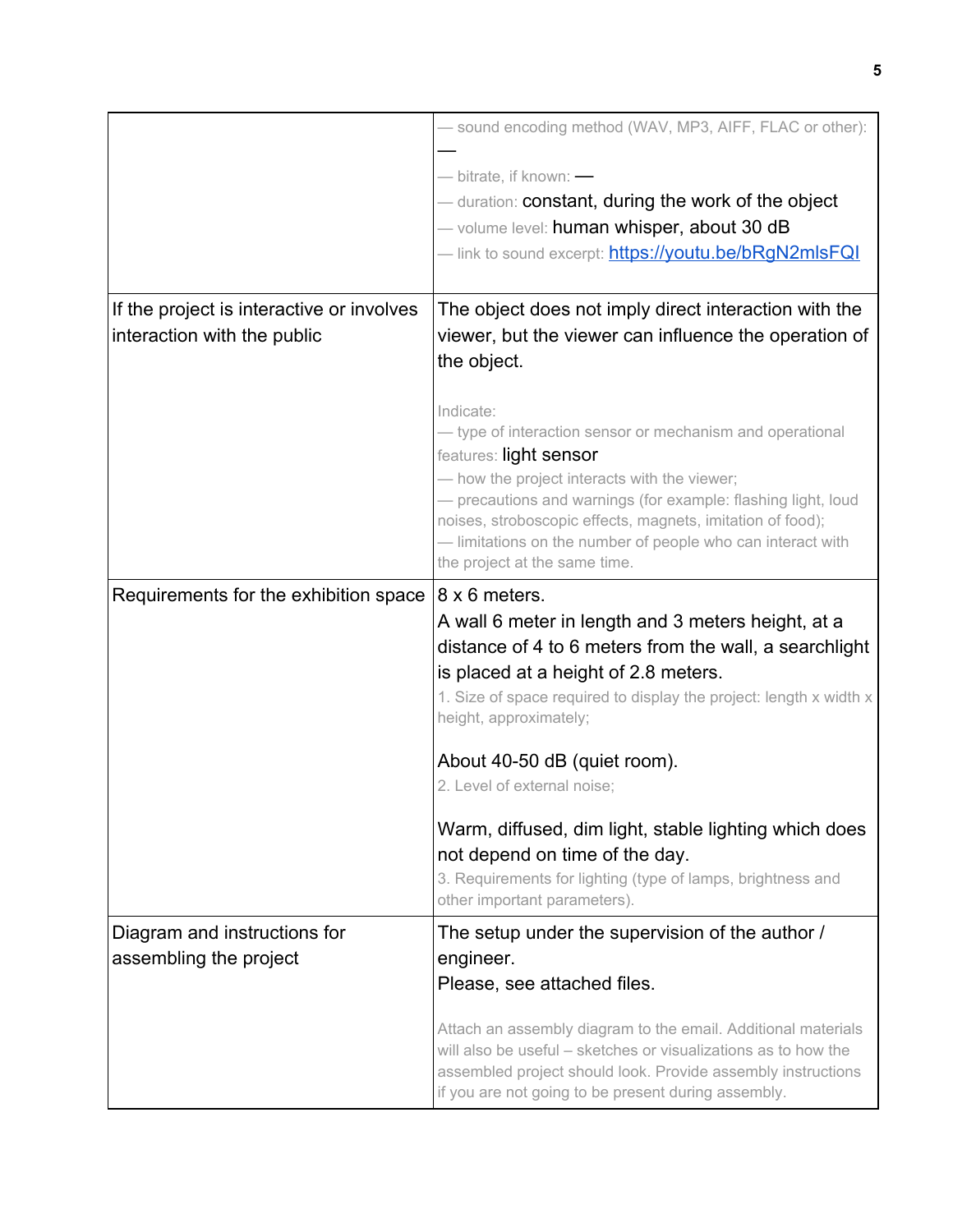| | |
|---|---|
| | — sound encoding method (WAV, MP3, AIFF, FLAC or other): —<br>— bitrate, if known: —<br>— duration: constant, during the work of the object<br>— volume level: human whisper, about 30 dB<br>— link to sound excerpt: [https://youtu.be/bRgN2mlsFQI](https://youtu.be/bRgN2mlsFQI) |
| If the project is interactive or involves interaction with the public | The object does not imply direct interaction with the viewer, but the viewer can influence the operation of the object.<br><br>Indicate:<br>— type of interaction sensor or mechanism and operational features: light sensor<br>— how the project interacts with the viewer;<br>— precautions and warnings (for example: flashing light, loud noises, stroboscopic effects, magnets, imitation of food);<br>— limitations on the number of people who can interact with the project at the same time. |
| Requirements for the exhibition space | 8 x 6 meters.<br>A wall 6 meter in length and 3 meters height, at a distance of 4 to 6 meters from the wall, a searchlight is placed at a height of 2.8 meters.<br>1. Size of space required to display the project: length x width x height, approximately;<br><br>About 40-50 dB (quiet room).<br>2. Level of external noise;<br><br>Warm, diffused, dim light, stable lighting which does not depend on time of the day.<br>3. Requirements for lighting (type of lamps, brightness and other important parameters). |
| Diagram and instructions for assembling the project | The setup under the supervision of the author / engineer.<br>Please, see attached files.<br><br>Attach an assembly diagram to the email. Additional materials will also be useful – sketches or visualizations as to how the assembled project should look. Provide assembly instructions if you are not going to be present during assembly. |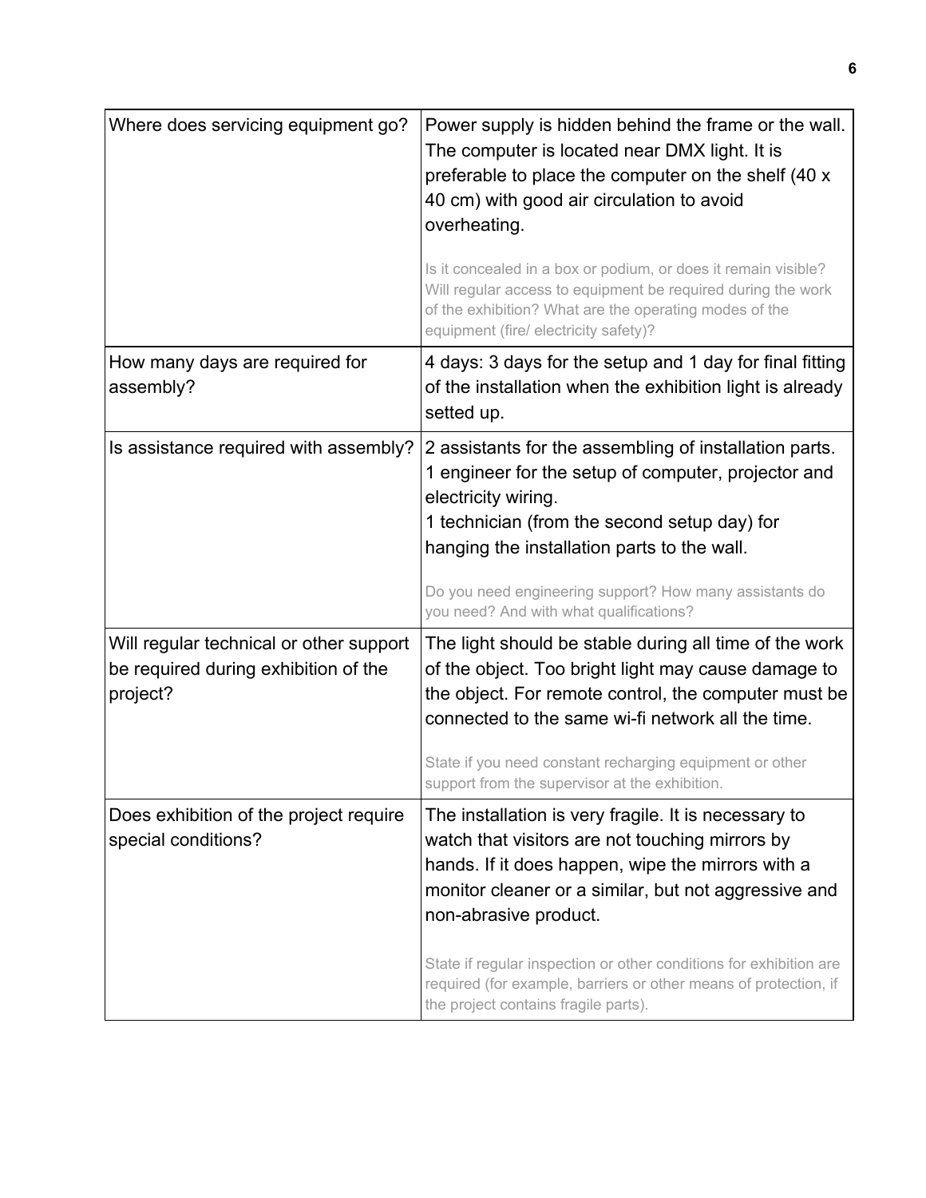| Where does servicing equipment go? | Power supply is hidden behind the frame or the wall. The computer is located near DMX light. It is preferable to place the computer on the shelf (40 x 40 cm) with good air circulation to avoid overheating.<br><br>Is it concealed in a box or podium, or does it remain visible? Will regular access to equipment be required during the work of the exhibition? What are the operating modes of the equipment (fire/ electricity safety)? |
|---|---|
| How many days are required for assembly? | 4 days: 3 days for the setup and 1 day for final fitting of the installation when the exhibition light is already setted up. |
| Is assistance required with assembly? | 2 assistants for the assembling of installation parts.<br>1 engineer for the setup of computer, projector and electricity wiring.<br>1 technician (from the second setup day) for hanging the installation parts to the wall.<br><br>Do you need engineering support? How many assistants do you need? And with what qualifications? |
| Will regular technical or other support be required during exhibition of the project? | The light should be stable during all time of the work of the object. Too bright light may cause damage to the object. For remote control, the computer must be connected to the same wi-fi network all the time.<br><br>State if you need constant recharging equipment or other support from the supervisor at the exhibition. |
| Does exhibition of the project require special conditions? | The installation is very fragile. It is necessary to watch that visitors are not touching mirrors by hands. If it does happen, wipe the mirrors with a monitor cleaner or a similar, but not aggressive and non-abrasive product.<br><br>State if regular inspection or other conditions for exhibition are required (for example, barriers or other means of protection, if the project contains fragile parts). |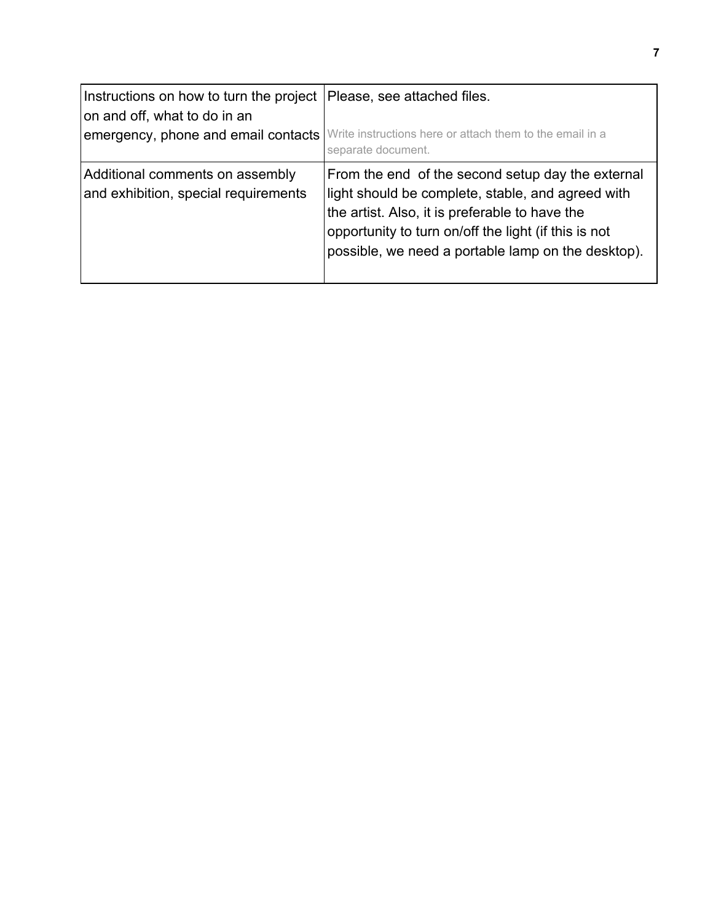| | |
|---|---|
| Instructions on how to turn the project on and off, what to do in an emergency, phone and email contacts | Please, see attached files.<br><br>Write instructions here or attach them to the email in a separate document. |
| Additional comments on assembly and exhibition, special requirements | From the end  of the second setup day the external light should be complete, stable, and agreed with the artist. Also, it is preferable to have the opportunity to turn on/off the light (if this is not possible, we need a portable lamp on the desktop). |